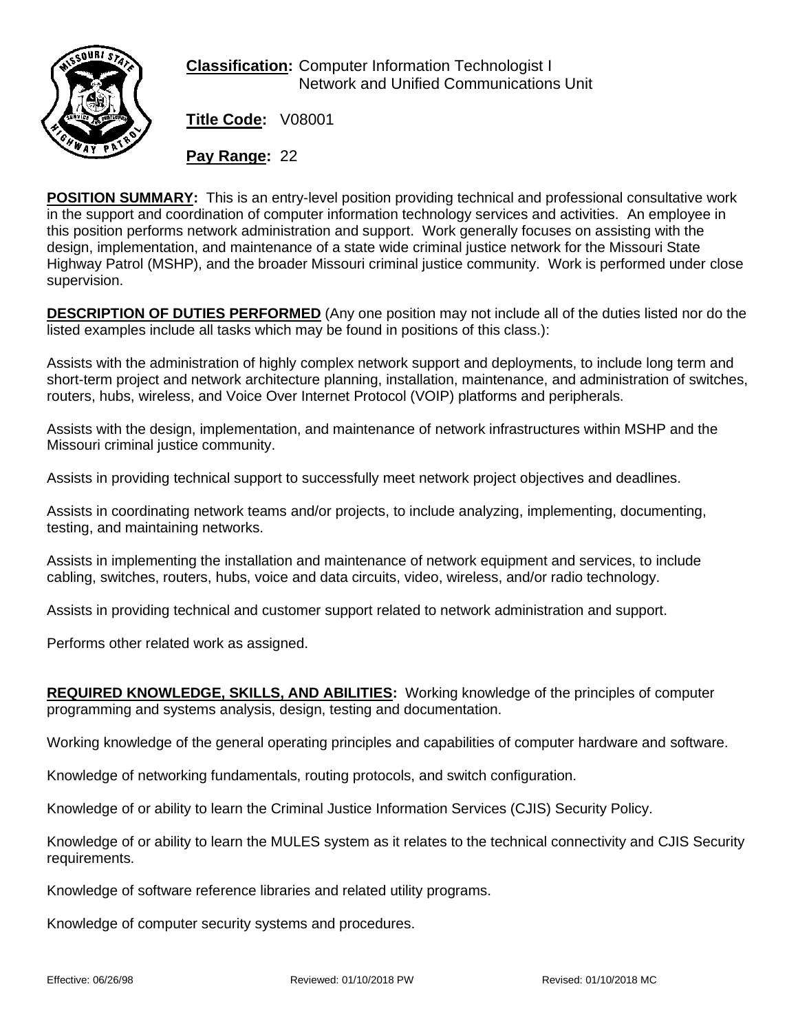**Classification:** Computer Information Technologist I
Network and Unified Communications Unit

**Title Code:** V08001

**Pay Range:** 22

**POSITION SUMMARY:** This is an entry-level position providing technical and professional consultative work in the support and coordination of computer information technology services and activities. An employee in this position performs network administration and support. Work generally focuses on assisting with the design, implementation, and maintenance of a state wide criminal justice network for the Missouri State Highway Patrol (MSHP), and the broader Missouri criminal justice community. Work is performed under close supervision.

**DESCRIPTION OF DUTIES PERFORMED** (Any one position may not include all of the duties listed nor do the listed examples include all tasks which may be found in positions of this class.):

Assists with the administration of highly complex network support and deployments, to include long term and short-term project and network architecture planning, installation, maintenance, and administration of switches, routers, hubs, wireless, and Voice Over Internet Protocol (VOIP) platforms and peripherals.

Assists with the design, implementation, and maintenance of network infrastructures within MSHP and the Missouri criminal justice community.

Assists in providing technical support to successfully meet network project objectives and deadlines.

Assists in coordinating network teams and/or projects, to include analyzing, implementing, documenting, testing, and maintaining networks.

Assists in implementing the installation and maintenance of network equipment and services, to include cabling, switches, routers, hubs, voice and data circuits, video, wireless, and/or radio technology.

Assists in providing technical and customer support related to network administration and support.

Performs other related work as assigned.

**REQUIRED KNOWLEDGE, SKILLS, AND ABILITIES:** Working knowledge of the principles of computer programming and systems analysis, design, testing and documentation.

Working knowledge of the general operating principles and capabilities of computer hardware and software.

Knowledge of networking fundamentals, routing protocols, and switch configuration.

Knowledge of or ability to learn the Criminal Justice Information Services (CJIS) Security Policy.

Knowledge of or ability to learn the MULES system as it relates to the technical connectivity and CJIS Security requirements.

Knowledge of software reference libraries and related utility programs.

Knowledge of computer security systems and procedures.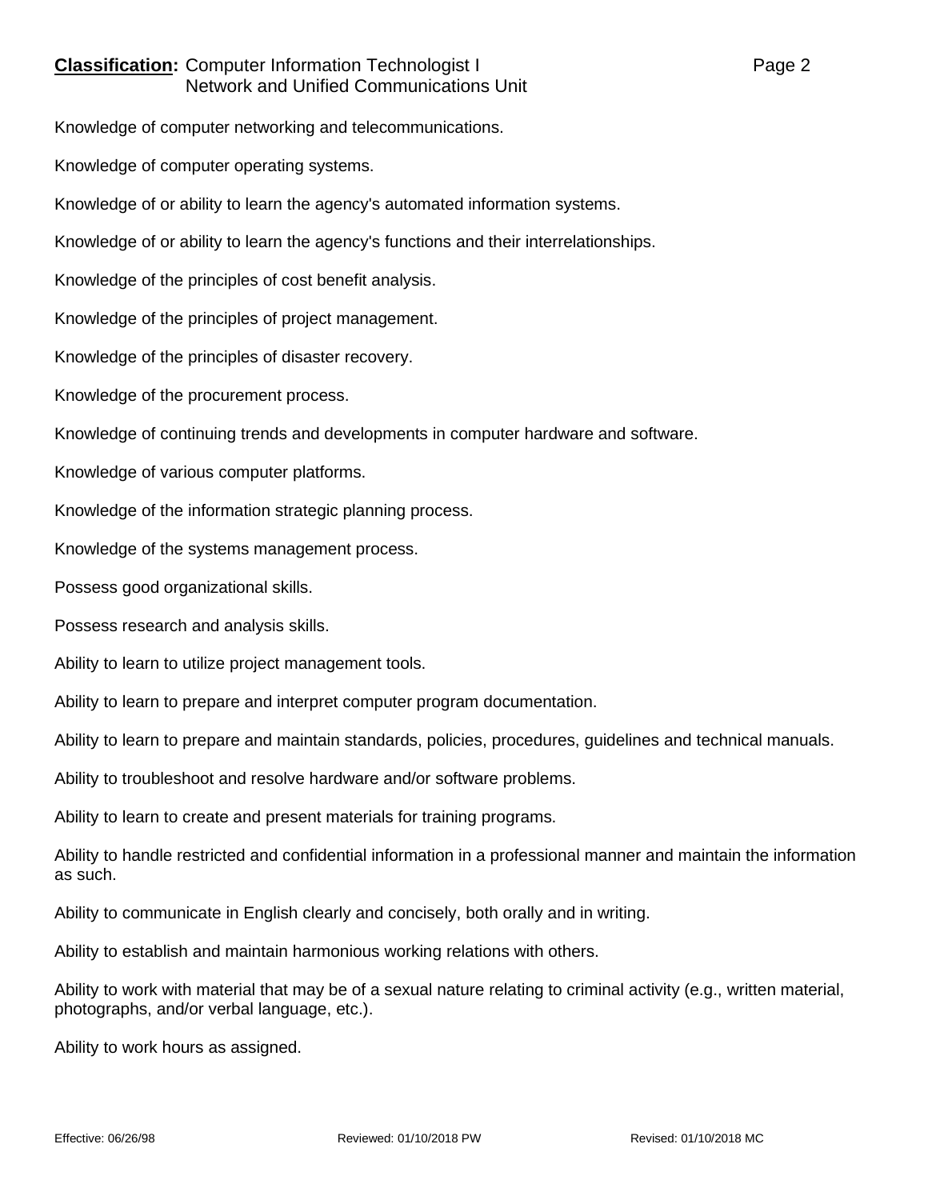Knowledge of computer networking and telecommunications.

Knowledge of computer operating systems.

Knowledge of or ability to learn the agency's automated information systems.

Knowledge of or ability to learn the agency's functions and their interrelationships.

Knowledge of the principles of cost benefit analysis.

Knowledge of the principles of project management.

Knowledge of the principles of disaster recovery.

Knowledge of the procurement process.

Knowledge of continuing trends and developments in computer hardware and software.

Knowledge of various computer platforms.

Knowledge of the information strategic planning process.

Knowledge of the systems management process.

Possess good organizational skills.

Possess research and analysis skills.

Ability to learn to utilize project management tools.

Ability to learn to prepare and interpret computer program documentation.

Ability to learn to prepare and maintain standards, policies, procedures, guidelines and technical manuals.

Ability to troubleshoot and resolve hardware and/or software problems.

Ability to learn to create and present materials for training programs.

Ability to handle restricted and confidential information in a professional manner and maintain the information as such.

Ability to communicate in English clearly and concisely, both orally and in writing.

Ability to establish and maintain harmonious working relations with others.

Ability to work with material that may be of a sexual nature relating to criminal activity (e.g., written material, photographs, and/or verbal language, etc.).

Ability to work hours as assigned.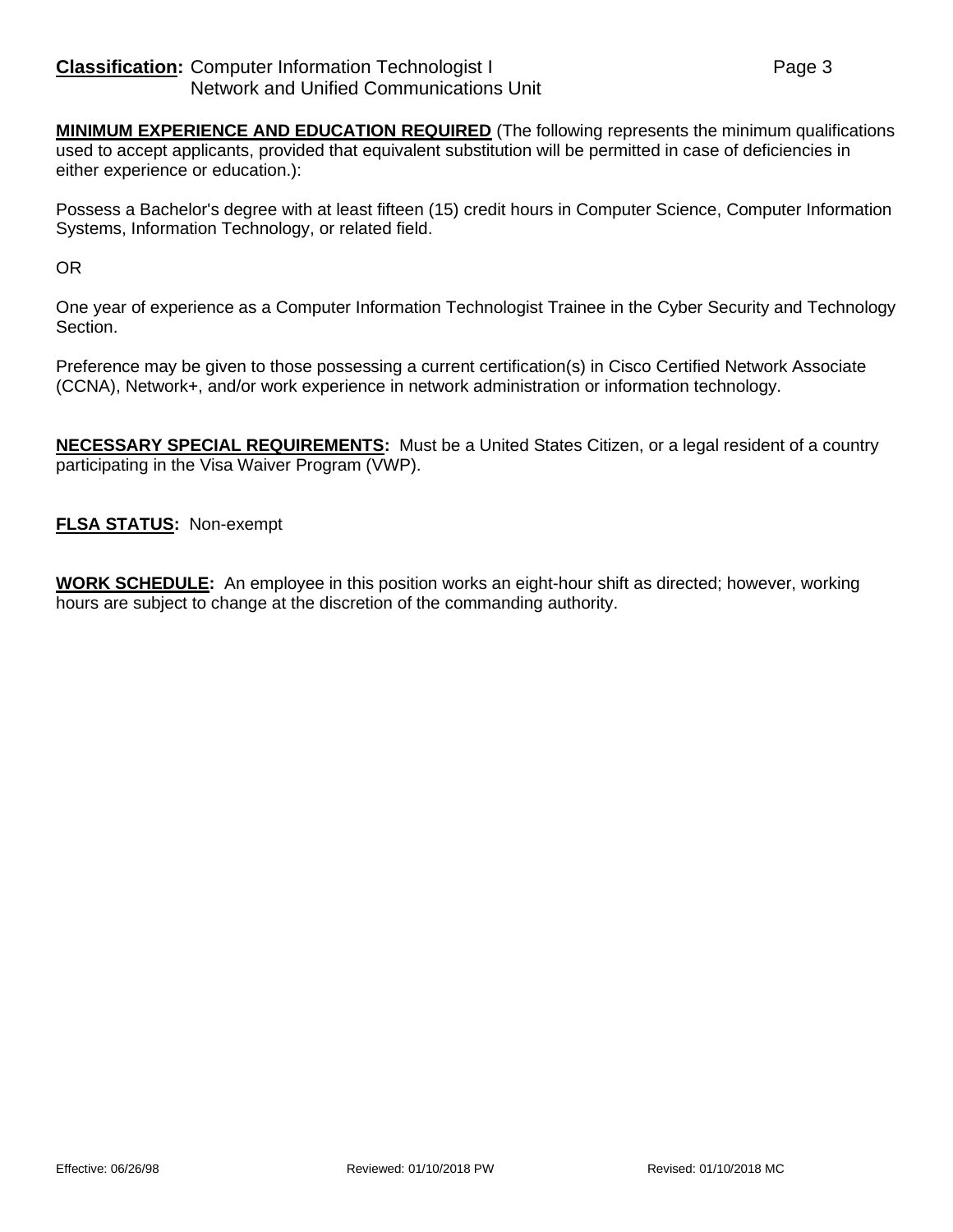**MINIMUM EXPERIENCE AND EDUCATION REQUIRED** (The following represents the minimum qualifications used to accept applicants, provided that equivalent substitution will be permitted in case of deficiencies in either experience or education.):

Possess a Bachelor's degree with at least fifteen (15) credit hours in Computer Science, Computer Information Systems, Information Technology, or related field.

OR

One year of experience as a Computer Information Technologist Trainee in the Cyber Security and Technology Section.

Preference may be given to those possessing a current certification(s) in Cisco Certified Network Associate (CCNA), Network+, and/or work experience in network administration or information technology.

**NECESSARY SPECIAL REQUIREMENTS:** Must be a United States Citizen, or a legal resident of a country participating in the Visa Waiver Program (VWP).

**FLSA STATUS:** Non-exempt

**WORK SCHEDULE:** An employee in this position works an eight-hour shift as directed; however, working hours are subject to change at the discretion of the commanding authority.

Effective: 06/26/98 Reviewed: 01/10/2018 PW Revised: 01/10/2018 MC